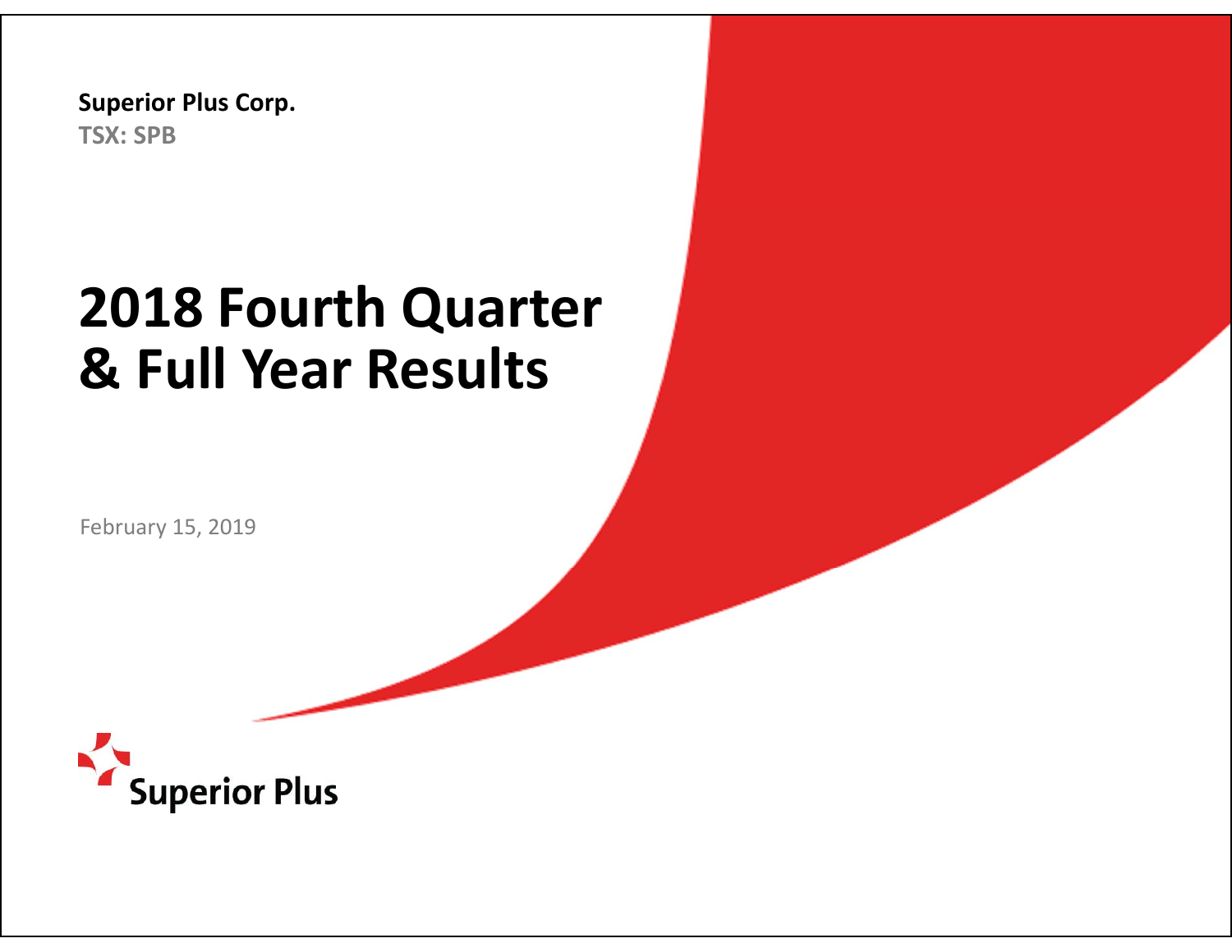**Superior Plus Corp.**
**TSX: SPB**

# 2018 Fourth Quarter & Full Year Results

February 15, 2019

Superior Plus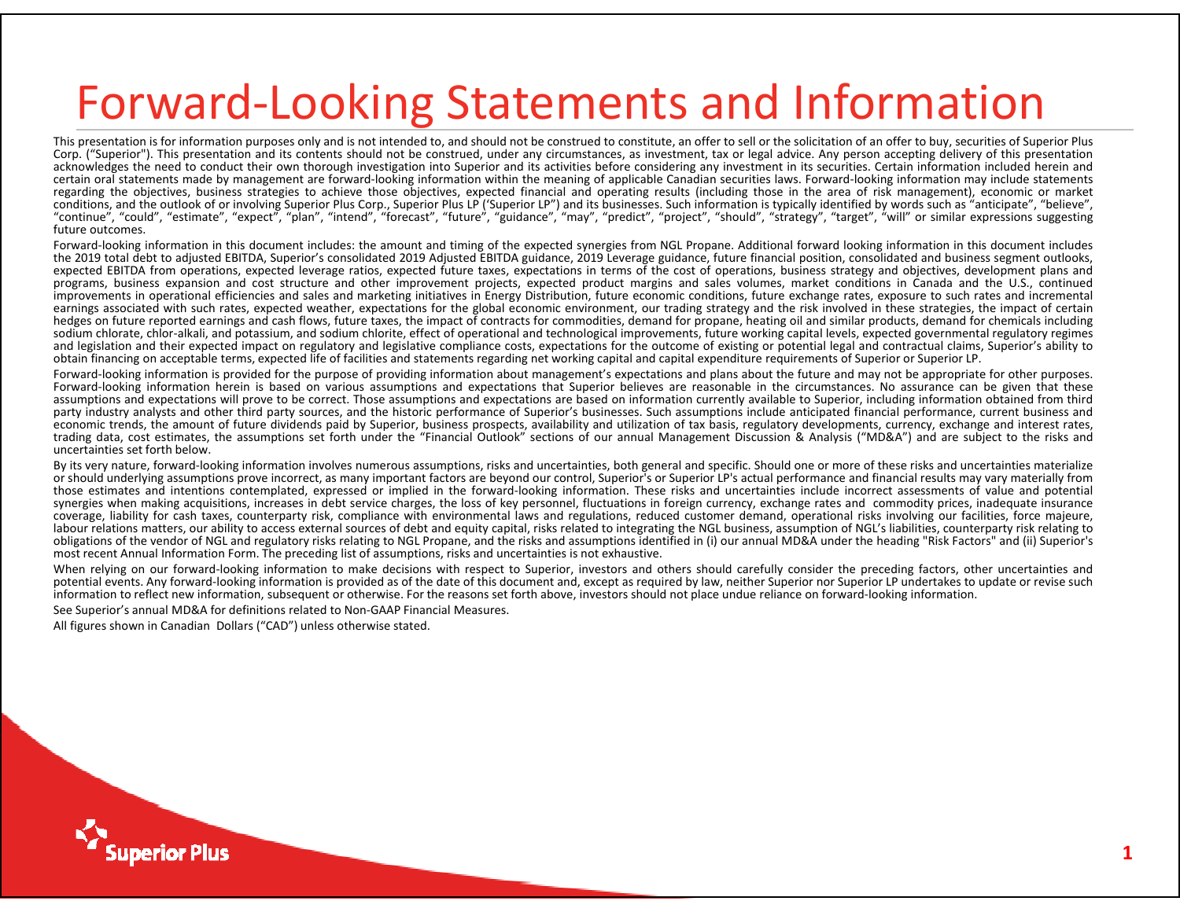# Forward-Looking Statements and Information

This presentation is for information purposes only and is not intended to, and should not be construed to constitute, an offer to sell or the solicitation of an offer to buy, securities of Superior Plus Corp. ("Superior"). This presentation and its contents should not be construed, under any circumstances, as investment, tax or legal advice. Any person accepting delivery of this presentation acknowledges the need to conduct their own thorough investigation into Superior and its activities before considering any investment in its securities. Certain information included herein and certain oral statements made by management are forward-looking information within the meaning of applicable Canadian securities laws. Forward-looking information may include statements regarding the objectives, business strategies to achieve those objectives, expected financial and operating results (including those in the area of risk management), economic or market conditions, and the outlook of or involving Superior Plus Corp., Superior Plus LP ('Superior LP") and its businesses. Such information is typically identified by words such as "anticipate", "believe", "continue", "could", "estimate", "expect", "plan", "intend", "forecast", "future", "guidance", "may", "predict", "project", "should", "strategy", "target", "will" or similar expressions suggesting future outcomes.

Forward-looking information in this document includes: the amount and timing of the expected synergies from NGL Propane. Additional forward looking information in this document includes the 2019 total debt to adjusted EBITDA, Superior's consolidated 2019 Adjusted EBITDA guidance, 2019 Leverage guidance, future financial position, consolidated and business segment outlooks, expected EBITDA from operations, expected leverage ratios, expected future taxes, expectations in terms of the cost of operations, business strategy and objectives, development plans and programs, business expansion and cost structure and other improvement projects, expected product margins and sales volumes, market conditions in Canada and the U.S., continued improvements in operational efficiencies and sales and marketing initiatives in Energy Distribution, future economic conditions, future exchange rates, exposure to such rates and incremental earnings associated with such rates, expected weather, expectations for the global economic environment, our trading strategy and the risk involved in these strategies, the impact of certain hedges on future reported earnings and cash flows, future taxes, the impact of contracts for commodities, demand for propane, heating oil and similar products, demand for chemicals including sodium chlorate, chlor-alkali, and potassium, and sodium chlorite, effect of operational and technological improvements, future working capital levels, expected governmental regulatory regimes and legislation and their expected impact on regulatory and legislative compliance costs, expectations for the outcome of existing or potential legal and contractual claims, Superior's ability to obtain financing on acceptable terms, expected life of facilities and statements regarding net working capital and capital expenditure requirements of Superior or Superior LP.

Forward-looking information is provided for the purpose of providing information about management's expectations and plans about the future and may not be appropriate for other purposes. Forward-looking information herein is based on various assumptions and expectations that Superior believes are reasonable in the circumstances. No assurance can be given that these assumptions and expectations will prove to be correct. Those assumptions and expectations are based on information currently available to Superior, including information obtained from third party industry analysts and other third party sources, and the historic performance of Superior's businesses. Such assumptions include anticipated financial performance, current business and economic trends, the amount of future dividends paid by Superior, business prospects, availability and utilization of tax basis, regulatory developments, currency, exchange and interest rates, trading data, cost estimates, the assumptions set forth under the "Financial Outlook" sections of our annual Management Discussion & Analysis ("MD&A") and are subject to the risks and uncertainties set forth below.

By its very nature, forward-looking information involves numerous assumptions, risks and uncertainties, both general and specific. Should one or more of these risks and uncertainties materialize or should underlying assumptions prove incorrect, as many important factors are beyond our control, Superior's or Superior LP's actual performance and financial results may vary materially from those estimates and intentions contemplated, expressed or implied in the forward-looking information. These risks and uncertainties include incorrect assessments of value and potential synergies when making acquisitions, increases in debt service charges, the loss of key personnel, fluctuations in foreign currency, exchange rates and commodity prices, inadequate insurance coverage, liability for cash taxes, counterparty risk, compliance with environmental laws and regulations, reduced customer demand, operational risks involving our facilities, force majeure, labour relations matters, our ability to access external sources of debt and equity capital, risks related to integrating the NGL business, assumption of NGL's liabilities, counterparty risk relating to obligations of the vendor of NGL and regulatory risks relating to NGL Propane, and the risks and assumptions identified in (i) our annual MD&A under the heading "Risk Factors" and (ii) Superior's most recent Annual Information Form. The preceding list of assumptions, risks and uncertainties is not exhaustive.

When relying on our forward-looking information to make decisions with respect to Superior, investors and others should carefully consider the preceding factors, other uncertainties and potential events. Any forward-looking information is provided as of the date of this document and, except as required by law, neither Superior nor Superior LP undertakes to update or revise such information to reflect new information, subsequent or otherwise. For the reasons set forth above, investors should not place undue reliance on forward-looking information.

See Superior's annual MD&A for definitions related to Non-GAAP Financial Measures.

All figures shown in Canadian Dollars ("CAD") unless otherwise stated.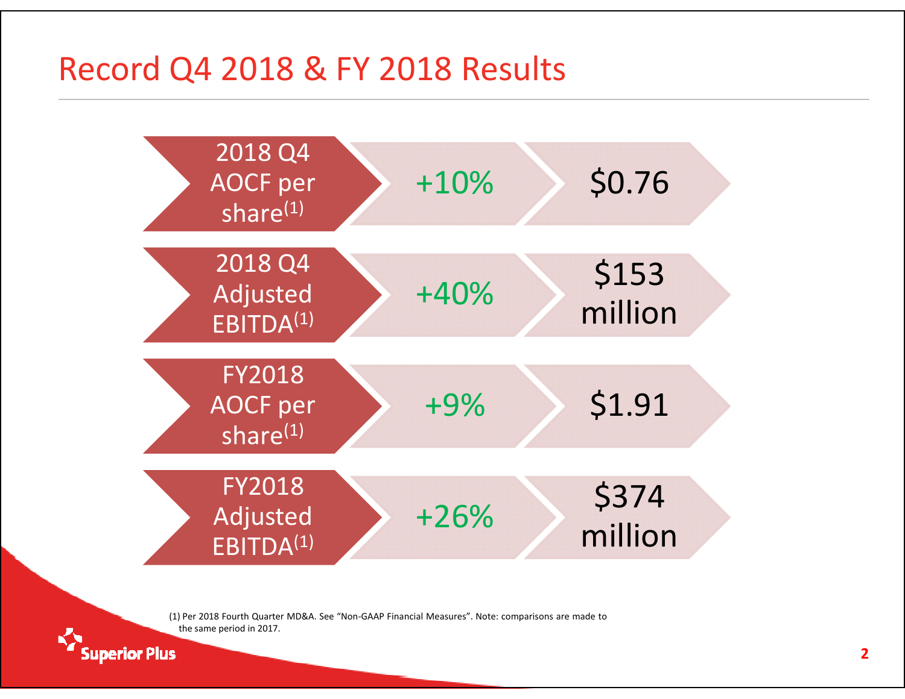# Record Q4 2018 & FY 2018 Results

| Metric | Change | Value |
|---|---|---|
| 2018 Q4 AOCF per share[1] | +10% | $0.76 |
| 2018 Q4 Adjusted EBITDA[1] | +40% | $153 million |
| FY2018 AOCF per share[1] | +9% | $1.91 |
| FY2018 Adjusted EBITDA[1] | +26% | $374 million |

(1) Per 2018 Fourth Quarter MD&A. See "Non-GAAP Financial Measures". Note: comparisons are made to the same period in 2017.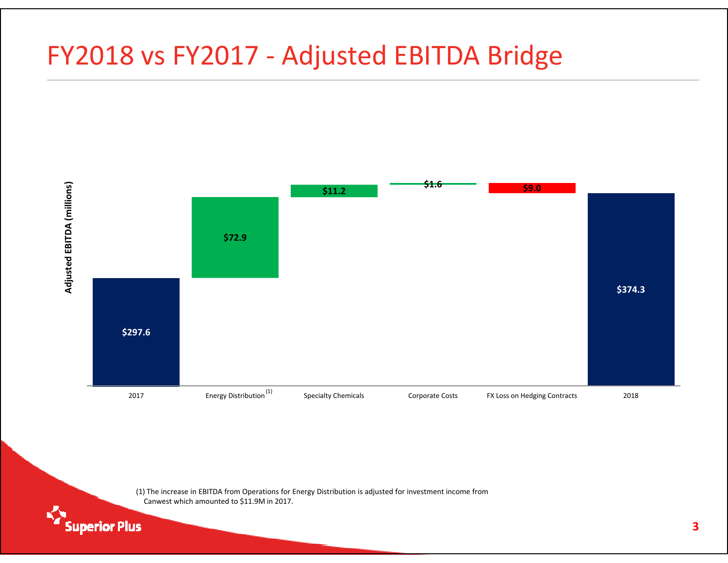# FY2018 vs FY2017 - Adjusted EBITDA Bridge

Adjusted EBITDA (millions)

| | Adjusted EBITDA (millions) |
|---|---|
| 2017 | $297.6 |
| Energy Distribution [(1)] | $72.9 |
| Specialty Chemicals | $11.2 |
| Corporate Costs | $1.6 |
| FX Loss on Hedging Contracts | $9.0 |
| 2018 | $374.3 |

(1) The increase in EBITDA from Operations for Energy Distribution is adjusted for investment income from Canwest which amounted to $11.9M in 2017.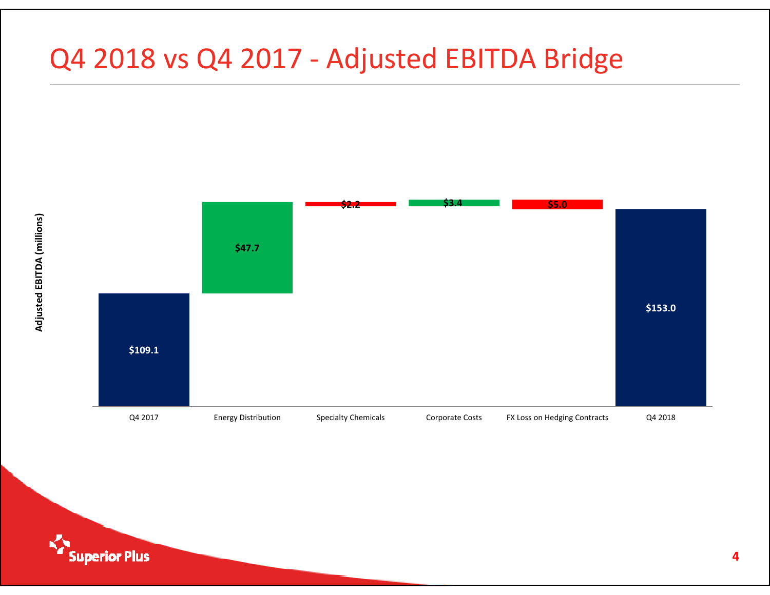# Q4 2018 vs Q4 2017 - Adjusted EBITDA Bridge

Adjusted EBITDA (millions)

| | Q4 2017 | Energy Distribution | Specialty Chemicals | Corporate Costs | FX Loss on Hedging Contracts | Q4 2018 |
|---|---|---|---|---|---|---|
| Adjusted EBITDA (millions) | $109.1 | $47.7 | $2.2 | $3.4 | $5.0 | $153.0 |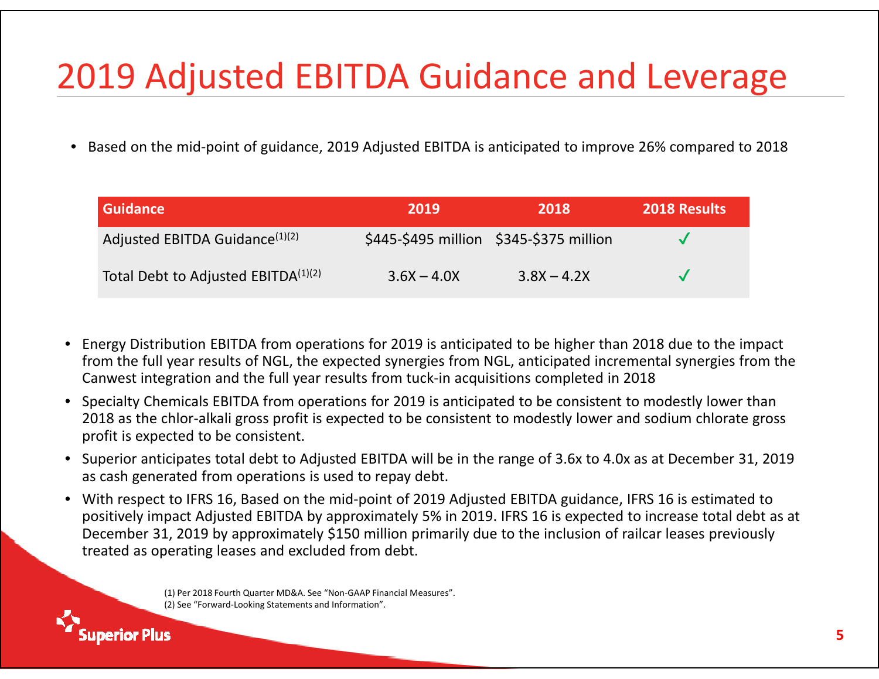# 2019 Adjusted EBITDA Guidance and Leverage

- Based on the mid-point of guidance, 2019 Adjusted EBITDA is anticipated to improve 26% compared to 2018

| Guidance | 2019 | 2018 | 2018 Results |
|---|---|---|---|
| Adjusted EBITDA Guidance[1][2] | $445-$495 million | $345-$375 million | ✓ |
| Total Debt to Adjusted EBITDA[1][2] | 3.6X – 4.0X | 3.8X – 4.2X | ✓ |

- Energy Distribution EBITDA from operations for 2019 is anticipated to be higher than 2018 due to the impact from the full year results of NGL, the expected synergies from NGL, anticipated incremental synergies from the Canwest integration and the full year results from tuck-in acquisitions completed in 2018
- Specialty Chemicals EBITDA from operations for 2019 is anticipated to be consistent to modestly lower than 2018 as the chlor-alkali gross profit is expected to be consistent to modestly lower and sodium chlorate gross profit is expected to be consistent.
- Superior anticipates total debt to Adjusted EBITDA will be in the range of 3.6x to 4.0x as at December 31, 2019 as cash generated from operations is used to repay debt.
- With respect to IFRS 16, Based on the mid-point of 2019 Adjusted EBITDA guidance, IFRS 16 is estimated to positively impact Adjusted EBITDA by approximately 5% in 2019. IFRS 16 is expected to increase total debt as at December 31, 2019 by approximately $150 million primarily due to the inclusion of railcar leases previously treated as operating leases and excluded from debt.

(1) Per 2018 Fourth Quarter MD&A. See "Non-GAAP Financial Measures".
(2) See "Forward-Looking Statements and Information".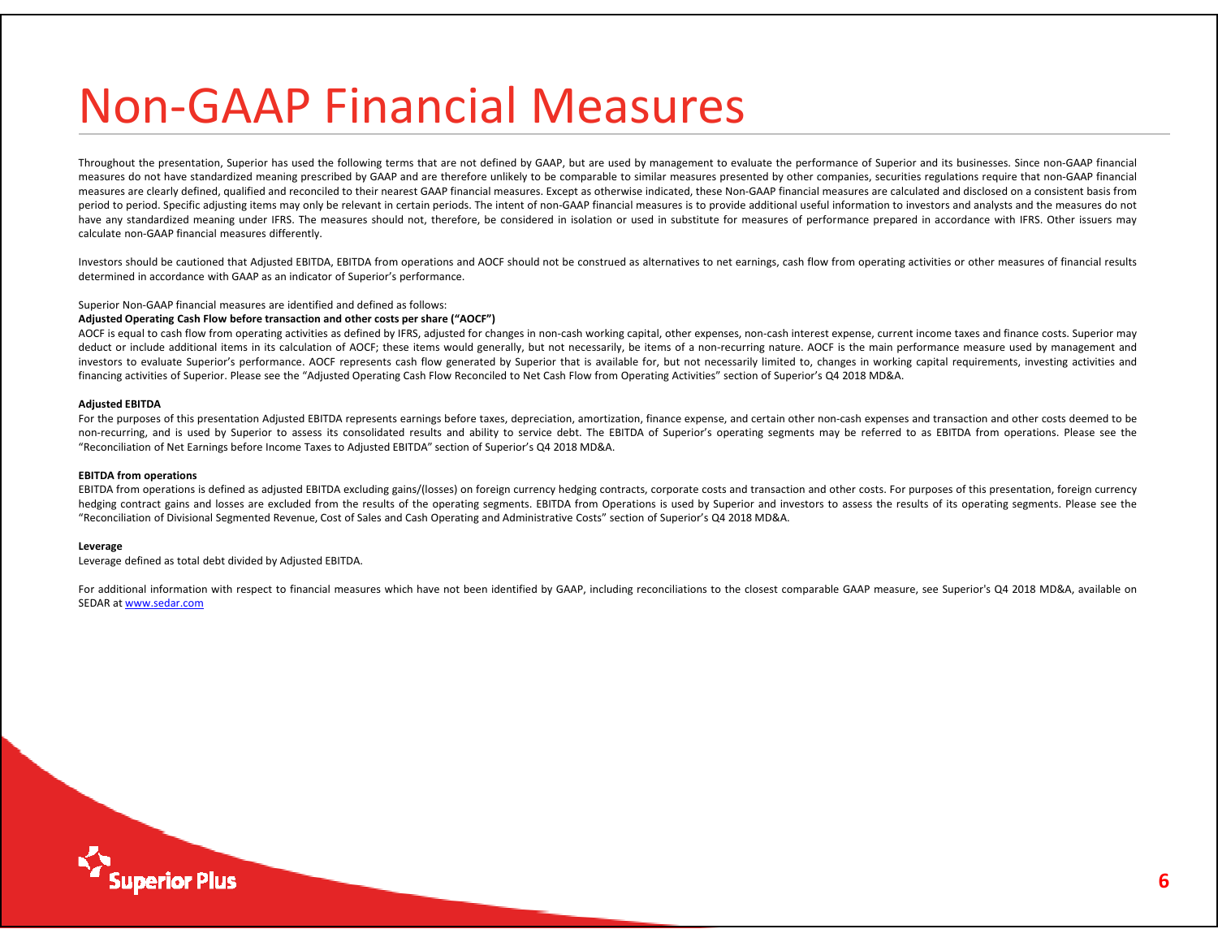# Non-GAAP Financial Measures

Throughout the presentation, Superior has used the following terms that are not defined by GAAP, but are used by management to evaluate the performance of Superior and its businesses. Since non-GAAP financial measures do not have standardized meaning prescribed by GAAP and are therefore unlikely to be comparable to similar measures presented by other companies, securities regulations require that non-GAAP financial measures are clearly defined, qualified and reconciled to their nearest GAAP financial measures. Except as otherwise indicated, these Non-GAAP financial measures are calculated and disclosed on a consistent basis from period to period. Specific adjusting items may only be relevant in certain periods. The intent of non-GAAP financial measures is to provide additional useful information to investors and analysts and the measures do not have any standardized meaning under IFRS. The measures should not, therefore, be considered in isolation or used in substitute for measures of performance prepared in accordance with IFRS. Other issuers may calculate non-GAAP financial measures differently.

Investors should be cautioned that Adjusted EBITDA, EBITDA from operations and AOCF should not be construed as alternatives to net earnings, cash flow from operating activities or other measures of financial results determined in accordance with GAAP as an indicator of Superior's performance.

Superior Non-GAAP financial measures are identified and defined as follows:

**Adjusted Operating Cash Flow before transaction and other costs per share ("AOCF")**

AOCF is equal to cash flow from operating activities as defined by IFRS, adjusted for changes in non-cash working capital, other expenses, non-cash interest expense, current income taxes and finance costs. Superior may deduct or include additional items in its calculation of AOCF; these items would generally, but not necessarily, be items of a non-recurring nature. AOCF is the main performance measure used by management and investors to evaluate Superior's performance. AOCF represents cash flow generated by Superior that is available for, but not necessarily limited to, changes in working capital requirements, investing activities and financing activities of Superior. Please see the "Adjusted Operating Cash Flow Reconciled to Net Cash Flow from Operating Activities" section of Superior's Q4 2018 MD&A.

**Adjusted EBITDA**

For the purposes of this presentation Adjusted EBITDA represents earnings before taxes, depreciation, amortization, finance expense, and certain other non-cash expenses and transaction and other costs deemed to be non-recurring, and is used by Superior to assess its consolidated results and ability to service debt. The EBITDA of Superior's operating segments may be referred to as EBITDA from operations. Please see the "Reconciliation of Net Earnings before Income Taxes to Adjusted EBITDA" section of Superior's Q4 2018 MD&A.

**EBITDA from operations**

EBITDA from operations is defined as adjusted EBITDA excluding gains/(losses) on foreign currency hedging contracts, corporate costs and transaction and other costs. For purposes of this presentation, foreign currency hedging contract gains and losses are excluded from the results of the operating segments. EBITDA from Operations is used by Superior and investors to assess the results of its operating segments. Please see the "Reconciliation of Divisional Segmented Revenue, Cost of Sales and Cash Operating and Administrative Costs" section of Superior's Q4 2018 MD&A.

**Leverage**

Leverage defined as total debt divided by Adjusted EBITDA.

For additional information with respect to financial measures which have not been identified by GAAP, including reconciliations to the closest comparable GAAP measure, see Superior's Q4 2018 MD&A, available on SEDAR at www.sedar.com